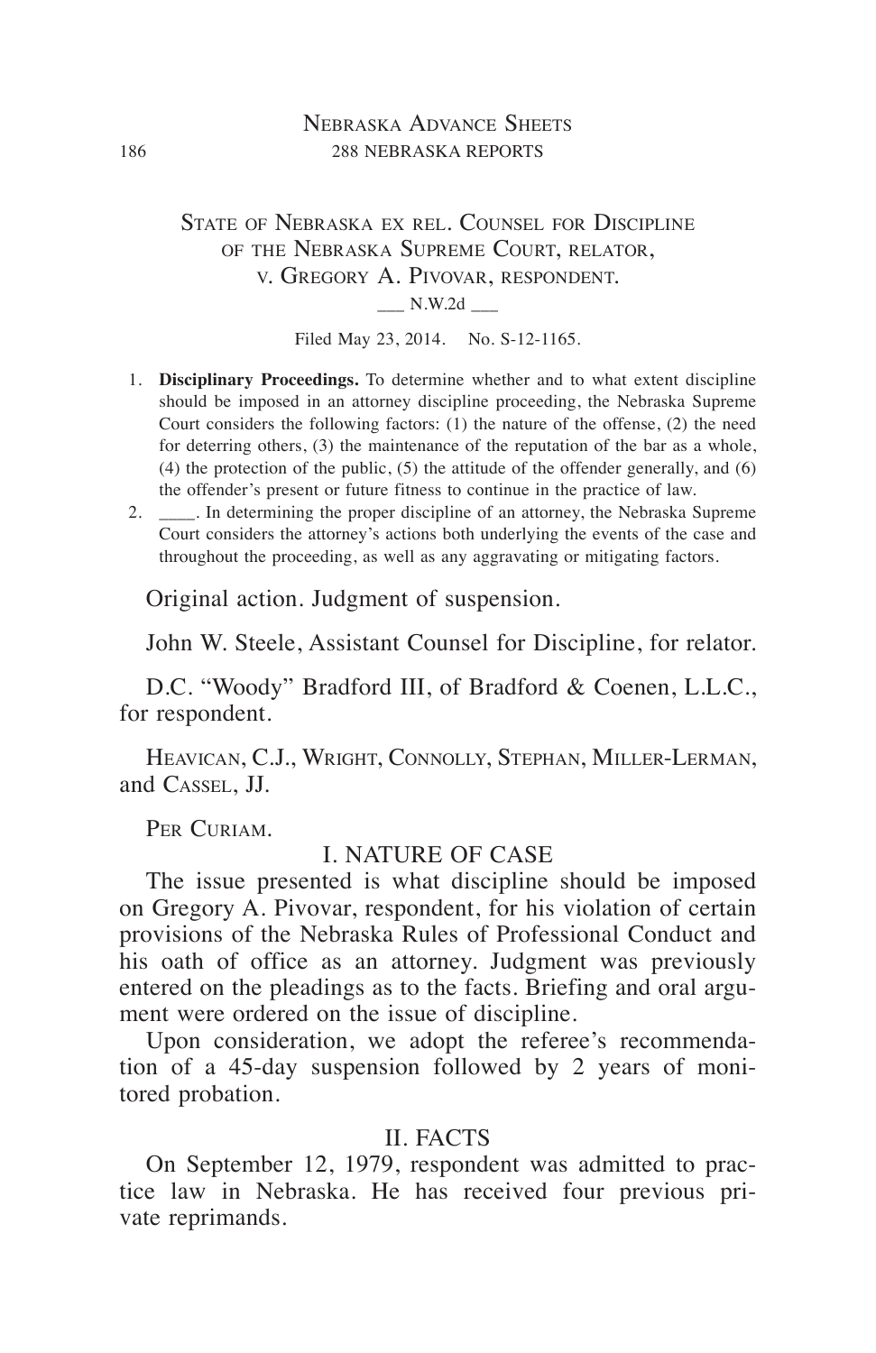STATE OF NEBRASKA EX REL. COUNSEL FOR DISCIPLINE OF THE NEBRASKA SUPREME COURT, RELATOR, V. GREGORY A. PIVOVAR, RESPONDENT.

___ N.W.2d ___

Filed May 23, 2014. No. S-12-1165.

1. **Disciplinary Proceedings.** To determine whether and to what extent discipline should be imposed in an attorney discipline proceeding, the Nebraska Supreme Court considers the following factors: (1) the nature of the offense, (2) the need for deterring others, (3) the maintenance of the reputation of the bar as a whole, (4) the protection of the public, (5) the attitude of the offender generally, and (6) the offender's present or future fitness to continue in the practice of law.
2. ____. In determining the proper discipline of an attorney, the Nebraska Supreme Court considers the attorney's actions both underlying the events of the case and throughout the proceeding, as well as any aggravating or mitigating factors.

Original action. Judgment of suspension.

John W. Steele, Assistant Counsel for Discipline, for relator.

D.C. "Woody" Bradford III, of Bradford & Coenen, L.L.C., for respondent.

HEAVICAN, C.J., WRIGHT, CONNOLLY, STEPHAN, MILLER-LERMAN, and CASSEL, JJ.

PER CURIAM.

## I. NATURE OF CASE

The issue presented is what discipline should be imposed on Gregory A. Pivovar, respondent, for his violation of certain provisions of the Nebraska Rules of Professional Conduct and his oath of office as an attorney. Judgment was previously entered on the pleadings as to the facts. Briefing and oral argument were ordered on the issue of discipline.

Upon consideration, we adopt the referee's recommendation of a 45-day suspension followed by 2 years of monitored probation.

## II. FACTS

On September 12, 1979, respondent was admitted to practice law in Nebraska. He has received four previous private reprimands.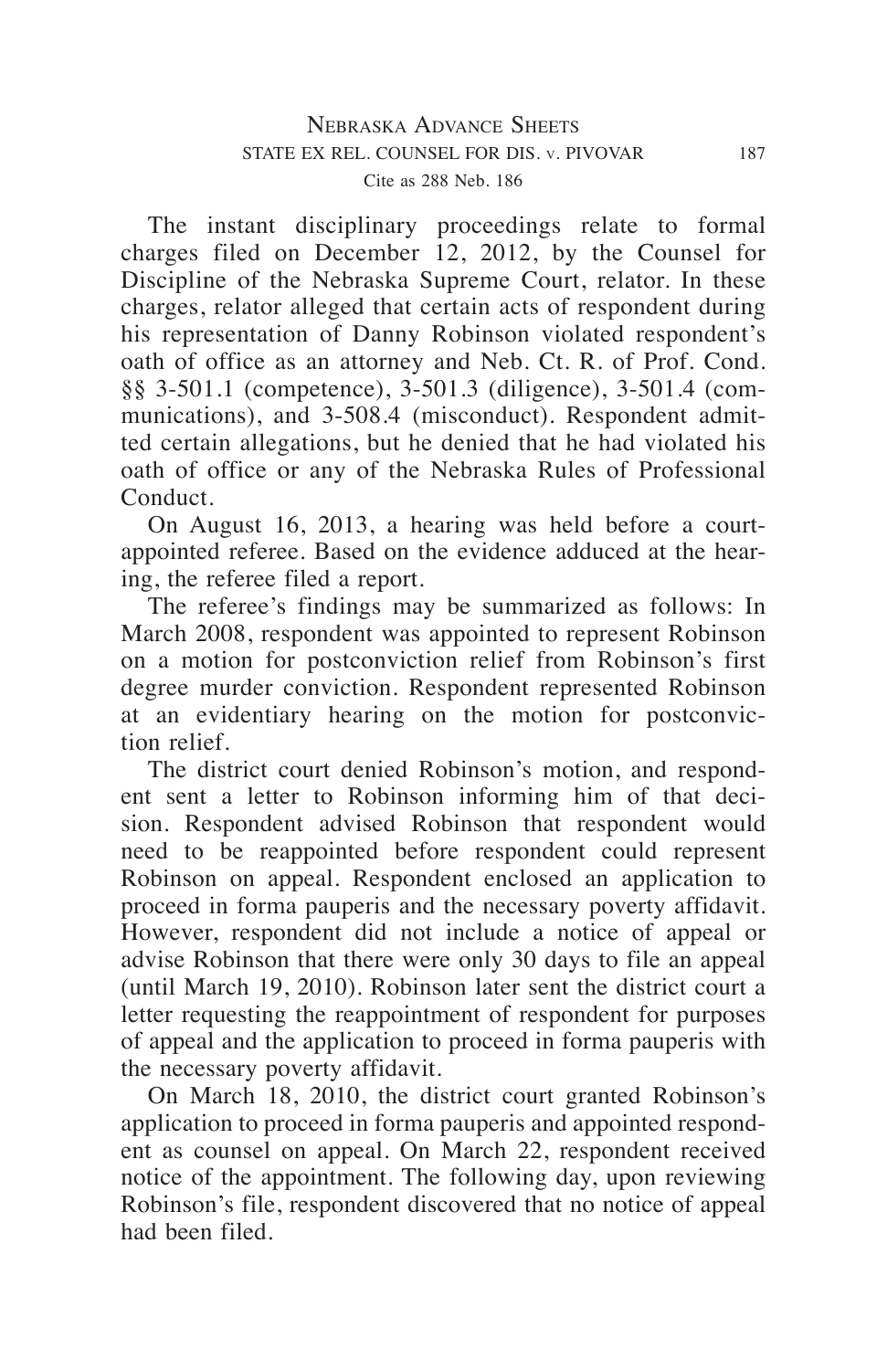The instant disciplinary proceedings relate to formal charges filed on December 12, 2012, by the Counsel for Discipline of the Nebraska Supreme Court, relator. In these charges, relator alleged that certain acts of respondent during his representation of Danny Robinson violated respondent's oath of office as an attorney and Neb. Ct. R. of Prof. Cond. §§ 3-501.1 (competence), 3-501.3 (diligence), 3-501.4 (communications), and 3-508.4 (misconduct). Respondent admitted certain allegations, but he denied that he had violated his oath of office or any of the Nebraska Rules of Professional Conduct.

On August 16, 2013, a hearing was held before a court-appointed referee. Based on the evidence adduced at the hearing, the referee filed a report.

The referee's findings may be summarized as follows: In March 2008, respondent was appointed to represent Robinson on a motion for postconviction relief from Robinson's first degree murder conviction. Respondent represented Robinson at an evidentiary hearing on the motion for postconviction relief.

The district court denied Robinson's motion, and respondent sent a letter to Robinson informing him of that decision. Respondent advised Robinson that respondent would need to be reappointed before respondent could represent Robinson on appeal. Respondent enclosed an application to proceed in forma pauperis and the necessary poverty affidavit. However, respondent did not include a notice of appeal or advise Robinson that there were only 30 days to file an appeal (until March 19, 2010). Robinson later sent the district court a letter requesting the reappointment of respondent for purposes of appeal and the application to proceed in forma pauperis with the necessary poverty affidavit.

On March 18, 2010, the district court granted Robinson's application to proceed in forma pauperis and appointed respondent as counsel on appeal. On March 22, respondent received notice of the appointment. The following day, upon reviewing Robinson's file, respondent discovered that no notice of appeal had been filed.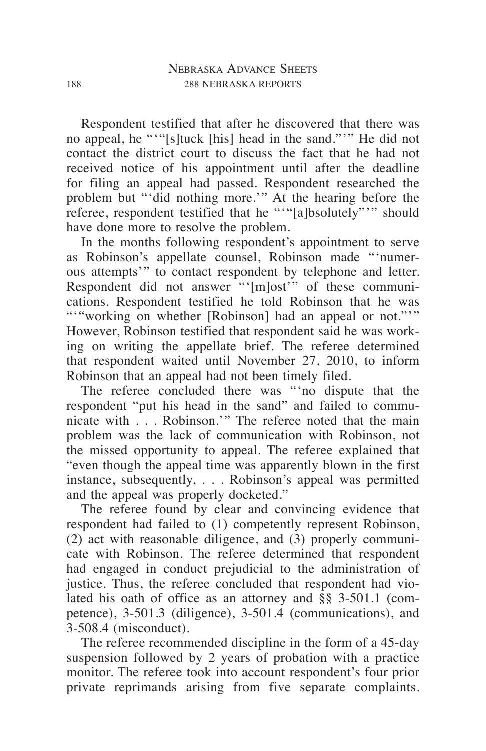Respondent testified that after he discovered that there was no appeal, he "'"[s]tuck [his] head in the sand."'" He did not contact the district court to discuss the fact that he had not received notice of his appointment until after the deadline for filing an appeal had passed. Respondent researched the problem but "'did nothing more.'" At the hearing before the referee, respondent testified that he "'"[a]bsolutely"'" should have done more to resolve the problem.

In the months following respondent's appointment to serve as Robinson's appellate counsel, Robinson made "'numerous attempts'" to contact respondent by telephone and letter. Respondent did not answer "'[m]ost'" of these communications. Respondent testified he told Robinson that he was "'"working on whether [Robinson] had an appeal or not."'" However, Robinson testified that respondent said he was working on writing the appellate brief. The referee determined that respondent waited until November 27, 2010, to inform Robinson that an appeal had not been timely filed.

The referee concluded there was "'no dispute that the respondent "put his head in the sand" and failed to communicate with . . . Robinson.'" The referee noted that the main problem was the lack of communication with Robinson, not the missed opportunity to appeal. The referee explained that "even though the appeal time was apparently blown in the first instance, subsequently, . . . Robinson's appeal was permitted and the appeal was properly docketed."

The referee found by clear and convincing evidence that respondent had failed to (1) competently represent Robinson, (2) act with reasonable diligence, and (3) properly communicate with Robinson. The referee determined that respondent had engaged in conduct prejudicial to the administration of justice. Thus, the referee concluded that respondent had violated his oath of office as an attorney and §§ 3-501.1 (competence), 3-501.3 (diligence), 3-501.4 (communications), and 3-508.4 (misconduct).

The referee recommended discipline in the form of a 45-day suspension followed by 2 years of probation with a practice monitor. The referee took into account respondent's four prior private reprimands arising from five separate complaints.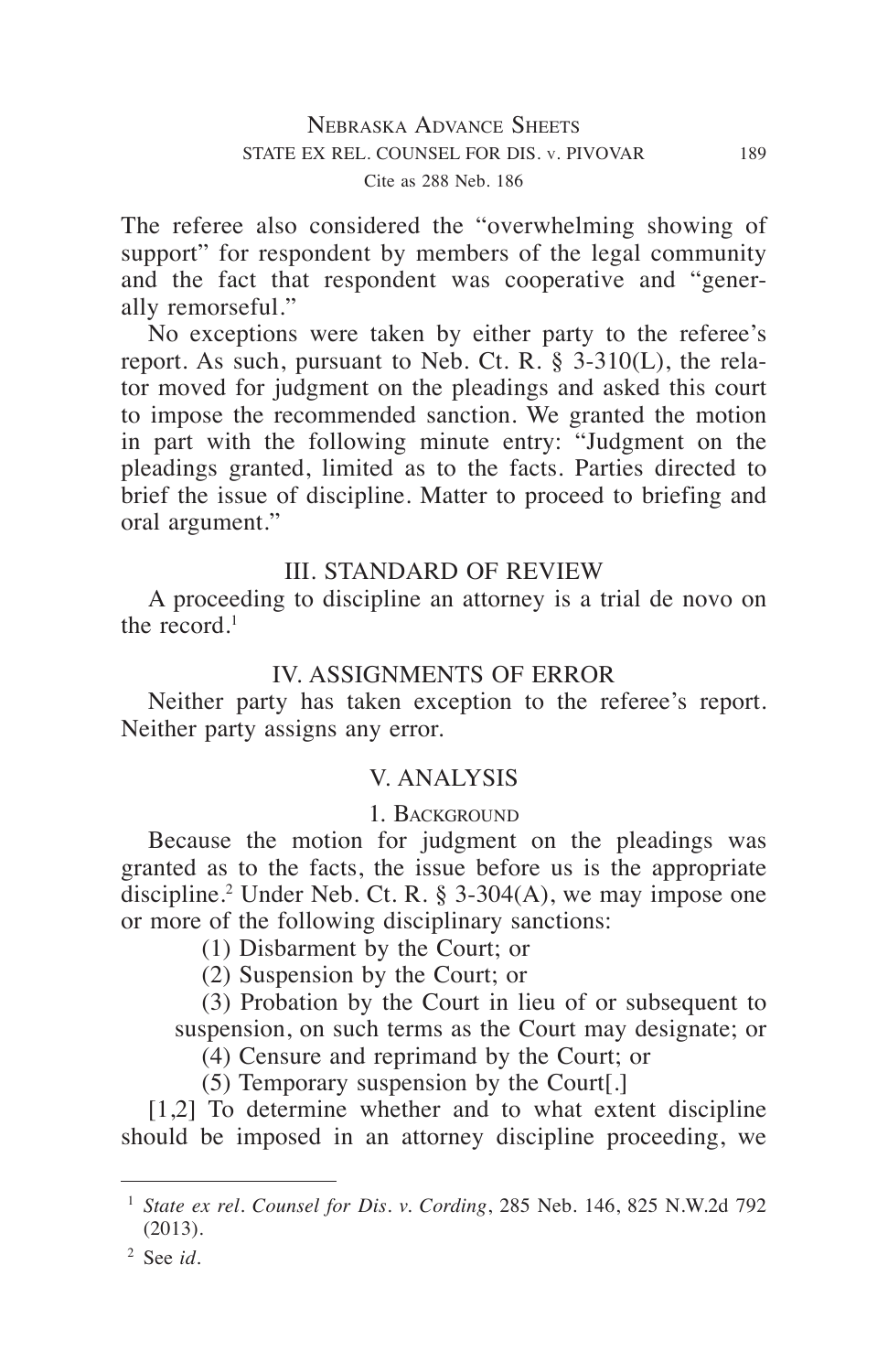The referee also considered the "overwhelming showing of support" for respondent by members of the legal community and the fact that respondent was cooperative and "generally remorseful."

No exceptions were taken by either party to the referee's report. As such, pursuant to Neb. Ct. R. § 3-310(L), the relator moved for judgment on the pleadings and asked this court to impose the recommended sanction. We granted the motion in part with the following minute entry: "Judgment on the pleadings granted, limited as to the facts. Parties directed to brief the issue of discipline. Matter to proceed to briefing and oral argument."

## III. STANDARD OF REVIEW

A proceeding to discipline an attorney is a trial de novo on the record.[1]

## IV. ASSIGNMENTS OF ERROR

Neither party has taken exception to the referee's report. Neither party assigns any error.

## V. ANALYSIS

### 1. Background

Because the motion for judgment on the pleadings was granted as to the facts, the issue before us is the appropriate discipline.[2] Under Neb. Ct. R. § 3-304(A), we may impose one or more of the following disciplinary sanctions:

> (1) Disbarment by the Court; or
>
> (2) Suspension by the Court; or
>
> (3) Probation by the Court in lieu of or subsequent to suspension, on such terms as the Court may designate; or
>
> (4) Censure and reprimand by the Court; or
>
> (5) Temporary suspension by the Court[.]

[1,2] To determine whether and to what extent discipline should be imposed in an attorney discipline proceeding, we

---

[1] *State ex rel. Counsel for Dis. v. Cording*, 285 Neb. 146, 825 N.W.2d 792 (2013).

[2] See *id.*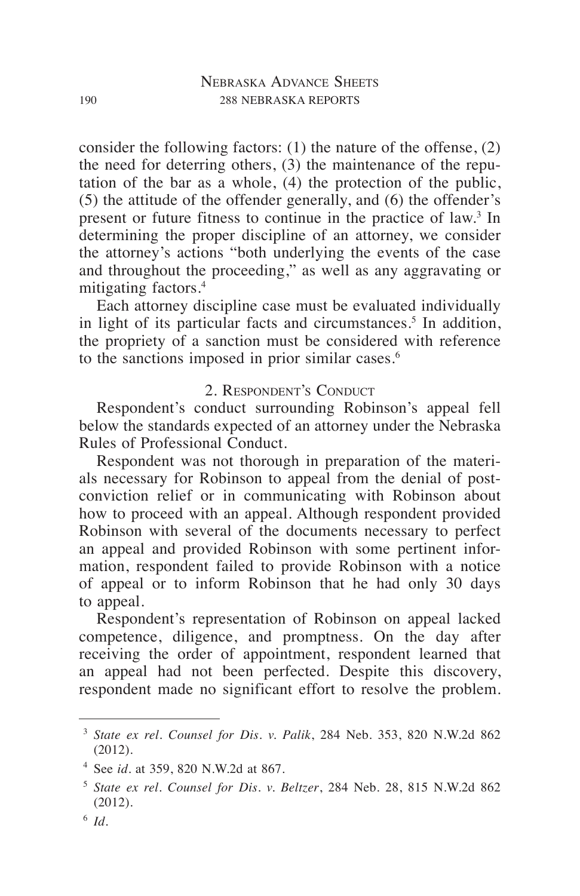consider the following factors: (1) the nature of the offense, (2) the need for deterring others, (3) the maintenance of the reputation of the bar as a whole, (4) the protection of the public, (5) the attitude of the offender generally, and (6) the offender's present or future fitness to continue in the practice of law.[3] In determining the proper discipline of an attorney, we consider the attorney's actions "both underlying the events of the case and throughout the proceeding," as well as any aggravating or mitigating factors.[4]

Each attorney discipline case must be evaluated individually in light of its particular facts and circumstances.[5] In addition, the propriety of a sanction must be considered with reference to the sanctions imposed in prior similar cases.[6]

### 2. Respondent's Conduct

Respondent's conduct surrounding Robinson's appeal fell below the standards expected of an attorney under the Nebraska Rules of Professional Conduct.

Respondent was not thorough in preparation of the materials necessary for Robinson to appeal from the denial of postconviction relief or in communicating with Robinson about how to proceed with an appeal. Although respondent provided Robinson with several of the documents necessary to perfect an appeal and provided Robinson with some pertinent information, respondent failed to provide Robinson with a notice of appeal or to inform Robinson that he had only 30 days to appeal.

Respondent's representation of Robinson on appeal lacked competence, diligence, and promptness. On the day after receiving the order of appointment, respondent learned that an appeal had not been perfected. Despite this discovery, respondent made no significant effort to resolve the problem.

---

[3] *State ex rel. Counsel for Dis. v. Palik*, 284 Neb. 353, 820 N.W.2d 862 (2012).

[4] See *id.* at 359, 820 N.W.2d at 867.

[5] *State ex rel. Counsel for Dis. v. Beltzer*, 284 Neb. 28, 815 N.W.2d 862 (2012).

[6] *Id.*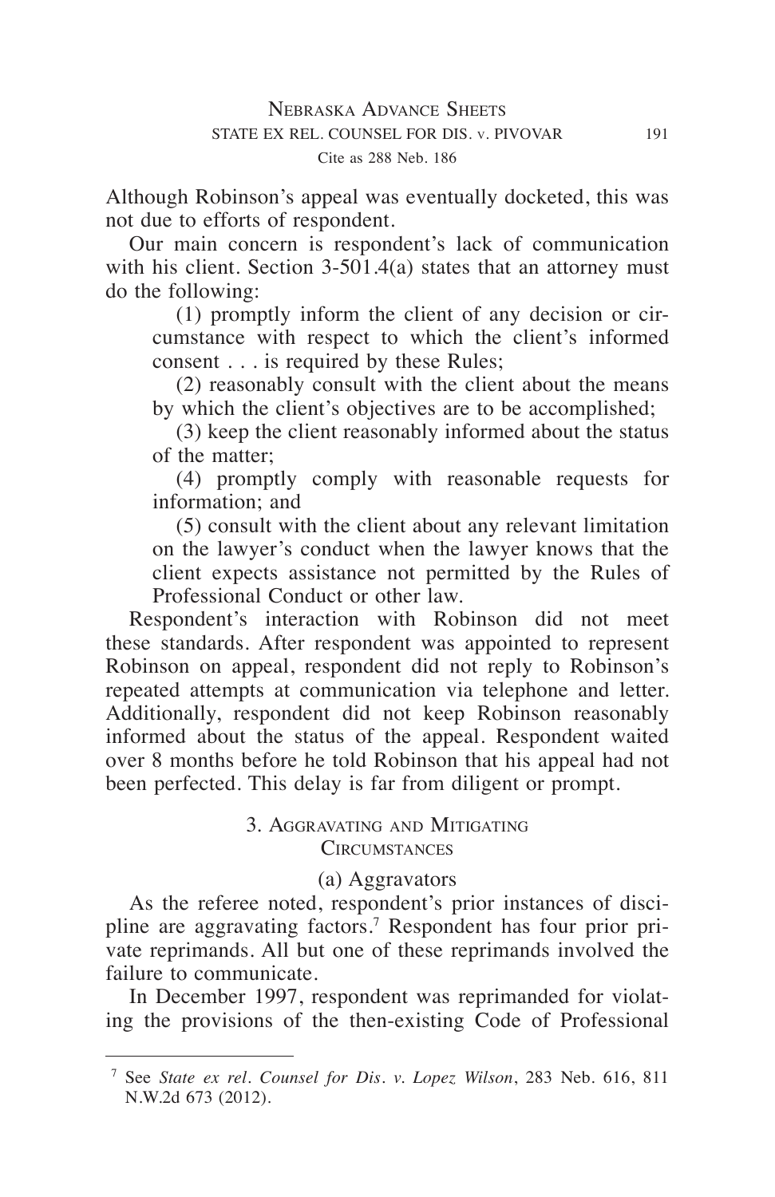Although Robinson's appeal was eventually docketed, this was not due to efforts of respondent.

Our main concern is respondent's lack of communication with his client. Section 3-501.4(a) states that an attorney must do the following:

> (1) promptly inform the client of any decision or circumstance with respect to which the client's informed consent . . . is required by these Rules;
>
> (2) reasonably consult with the client about the means by which the client's objectives are to be accomplished;
>
> (3) keep the client reasonably informed about the status of the matter;
>
> (4) promptly comply with reasonable requests for information; and
>
> (5) consult with the client about any relevant limitation on the lawyer's conduct when the lawyer knows that the client expects assistance not permitted by the Rules of Professional Conduct or other law.

Respondent's interaction with Robinson did not meet these standards. After respondent was appointed to represent Robinson on appeal, respondent did not reply to Robinson's repeated attempts at communication via telephone and letter. Additionally, respondent did not keep Robinson reasonably informed about the status of the appeal. Respondent waited over 8 months before he told Robinson that his appeal had not been perfected. This delay is far from diligent or prompt.

### 3. Aggravating and Mitigating Circumstances

#### (a) Aggravators

As the referee noted, respondent's prior instances of discipline are aggravating factors.[7] Respondent has four prior private reprimands. All but one of these reprimands involved the failure to communicate.

In December 1997, respondent was reprimanded for violating the provisions of the then-existing Code of Professional

---

[7] See *State ex rel. Counsel for Dis. v. Lopez Wilson*, 283 Neb. 616, 811 N.W.2d 673 (2012).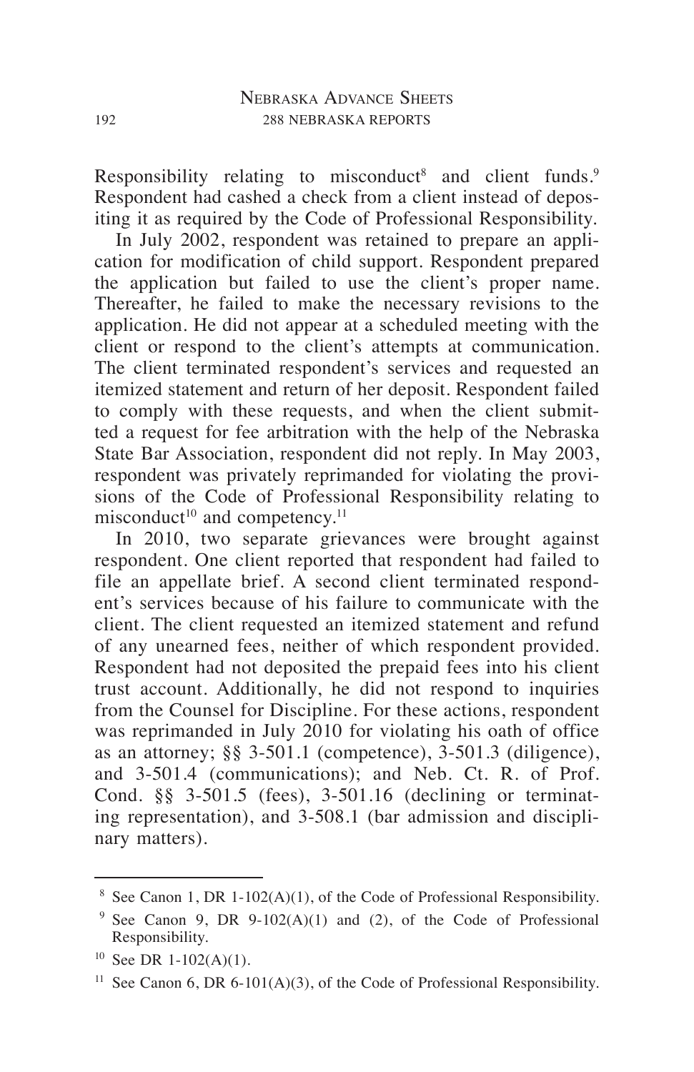Responsibility relating to misconduct[8] and client funds.[9] Respondent had cashed a check from a client instead of depositing it as required by the Code of Professional Responsibility.

In July 2002, respondent was retained to prepare an application for modification of child support. Respondent prepared the application but failed to use the client's proper name. Thereafter, he failed to make the necessary revisions to the application. He did not appear at a scheduled meeting with the client or respond to the client's attempts at communication. The client terminated respondent's services and requested an itemized statement and return of her deposit. Respondent failed to comply with these requests, and when the client submitted a request for fee arbitration with the help of the Nebraska State Bar Association, respondent did not reply. In May 2003, respondent was privately reprimanded for violating the provisions of the Code of Professional Responsibility relating to misconduct[10] and competency.[11]

In 2010, two separate grievances were brought against respondent. One client reported that respondent had failed to file an appellate brief. A second client terminated respondent's services because of his failure to communicate with the client. The client requested an itemized statement and refund of any unearned fees, neither of which respondent provided. Respondent had not deposited the prepaid fees into his client trust account. Additionally, he did not respond to inquiries from the Counsel for Discipline. For these actions, respondent was reprimanded in July 2010 for violating his oath of office as an attorney; §§ 3-501.1 (competence), 3-501.3 (diligence), and 3-501.4 (communications); and Neb. Ct. R. of Prof. Cond. §§ 3-501.5 (fees), 3-501.16 (declining or terminating representation), and 3-508.1 (bar admission and disciplinary matters).

---

[8] See Canon 1, DR 1-102(A)(1), of the Code of Professional Responsibility.

[9] See Canon 9, DR 9-102(A)(1) and (2), of the Code of Professional Responsibility.

[10] See DR 1-102(A)(1).

[11] See Canon 6, DR 6-101(A)(3), of the Code of Professional Responsibility.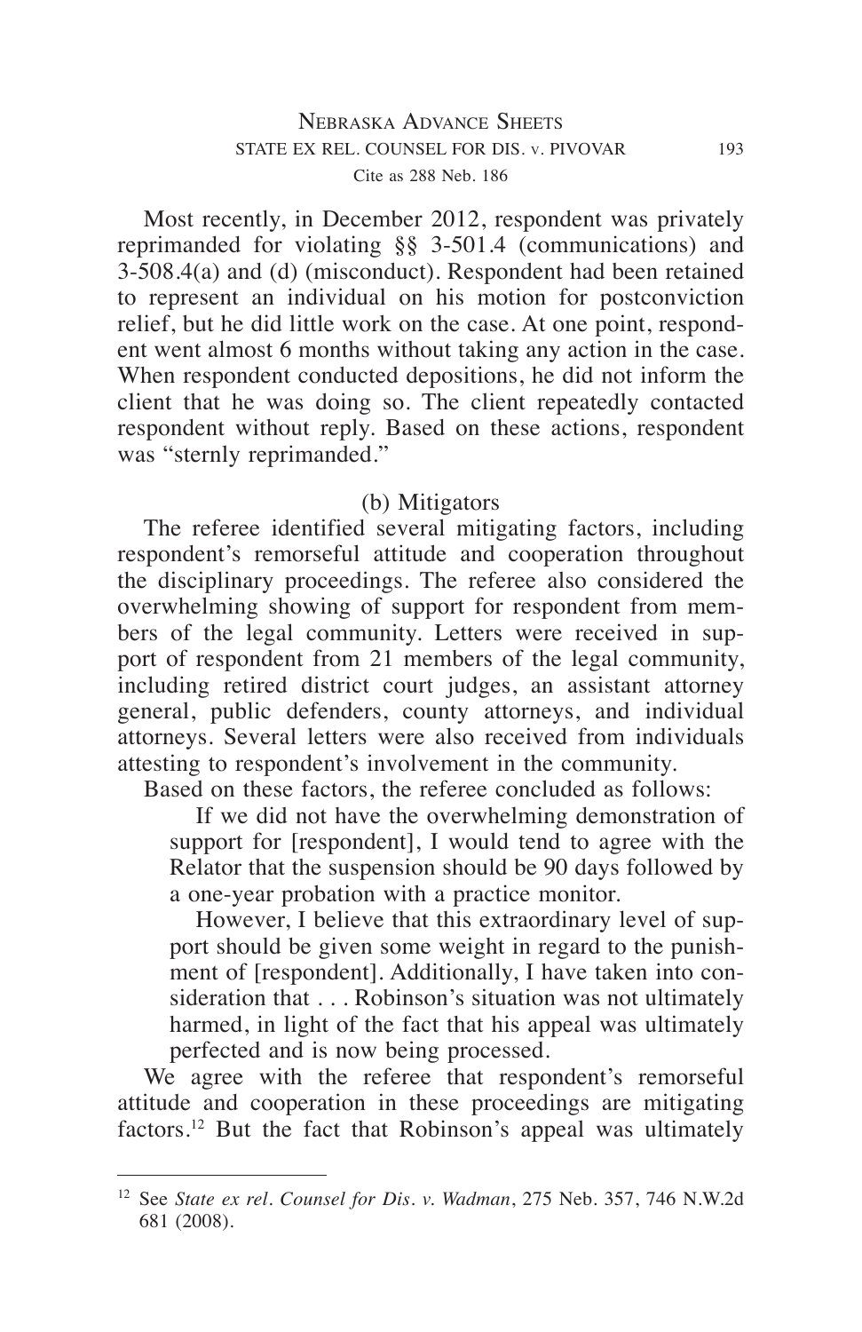Most recently, in December 2012, respondent was privately reprimanded for violating §§ 3-501.4 (communications) and 3-508.4(a) and (d) (misconduct). Respondent had been retained to represent an individual on his motion for postconviction relief, but he did little work on the case. At one point, respondent went almost 6 months without taking any action in the case. When respondent conducted depositions, he did not inform the client that he was doing so. The client repeatedly contacted respondent without reply. Based on these actions, respondent was "sternly reprimanded."

(b) Mitigators

The referee identified several mitigating factors, including respondent's remorseful attitude and cooperation throughout the disciplinary proceedings. The referee also considered the overwhelming showing of support for respondent from members of the legal community. Letters were received in support of respondent from 21 members of the legal community, including retired district court judges, an assistant attorney general, public defenders, county attorneys, and individual attorneys. Several letters were also received from individuals attesting to respondent's involvement in the community.

Based on these factors, the referee concluded as follows:

> If we did not have the overwhelming demonstration of support for [respondent], I would tend to agree with the Relator that the suspension should be 90 days followed by a one-year probation with a practice monitor.
>
> However, I believe that this extraordinary level of support should be given some weight in regard to the punishment of [respondent]. Additionally, I have taken into consideration that . . . Robinson's situation was not ultimately harmed, in light of the fact that his appeal was ultimately perfected and is now being processed.

We agree with the referee that respondent's remorseful attitude and cooperation in these proceedings are mitigating factors.[12] But the fact that Robinson's appeal was ultimately

---

[12] See *State ex rel. Counsel for Dis. v. Wadman*, 275 Neb. 357, 746 N.W.2d 681 (2008).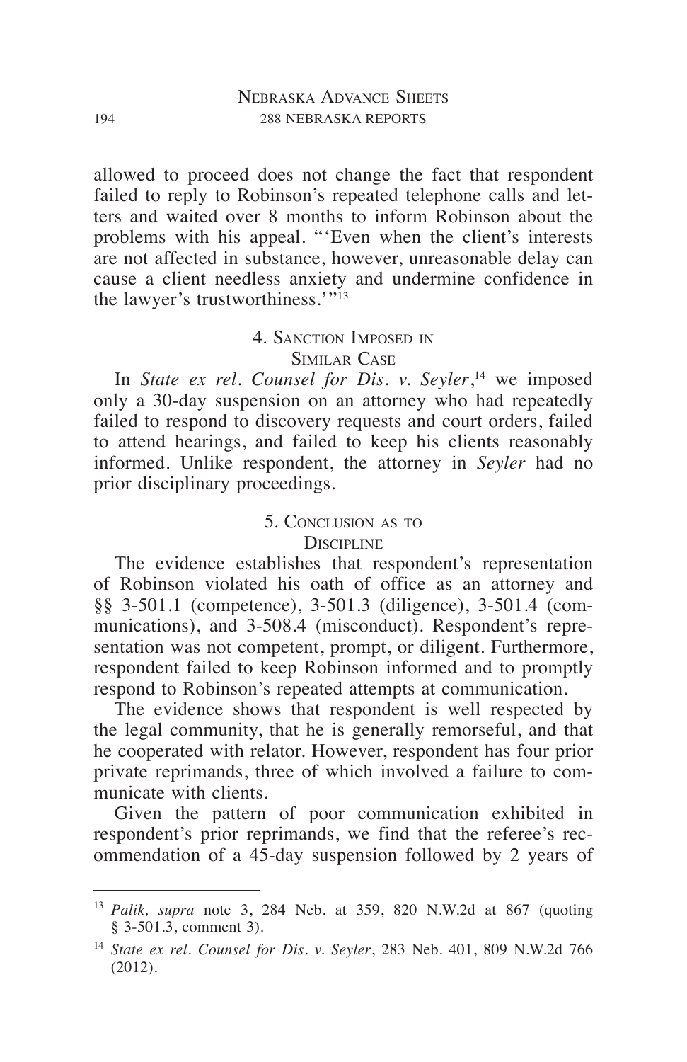allowed to proceed does not change the fact that respondent failed to reply to Robinson's repeated telephone calls and letters and waited over 8 months to inform Robinson about the problems with his appeal. "'Even when the client's interests are not affected in substance, however, unreasonable delay can cause a client needless anxiety and undermine confidence in the lawyer's trustworthiness.'"[13]

### 4. Sanction Imposed in Similar Case

In *State ex rel. Counsel for Dis. v. Seyler*,[14] we imposed only a 30-day suspension on an attorney who had repeatedly failed to respond to discovery requests and court orders, failed to attend hearings, and failed to keep his clients reasonably informed. Unlike respondent, the attorney in *Seyler* had no prior disciplinary proceedings.

### 5. Conclusion as to Discipline

The evidence establishes that respondent's representation of Robinson violated his oath of office as an attorney and §§ 3-501.1 (competence), 3-501.3 (diligence), 3-501.4 (communications), and 3-508.4 (misconduct). Respondent's representation was not competent, prompt, or diligent. Furthermore, respondent failed to keep Robinson informed and to promptly respond to Robinson's repeated attempts at communication.

The evidence shows that respondent is well respected by the legal community, that he is generally remorseful, and that he cooperated with relator. However, respondent has four prior private reprimands, three of which involved a failure to communicate with clients.

Given the pattern of poor communication exhibited in respondent's prior reprimands, we find that the referee's recommendation of a 45-day suspension followed by 2 years of

---

[13] *Palik, supra* note 3, 284 Neb. at 359, 820 N.W.2d at 867 (quoting § 3-501.3, comment 3).

[14] *State ex rel. Counsel for Dis. v. Seyler*, 283 Neb. 401, 809 N.W.2d 766 (2012).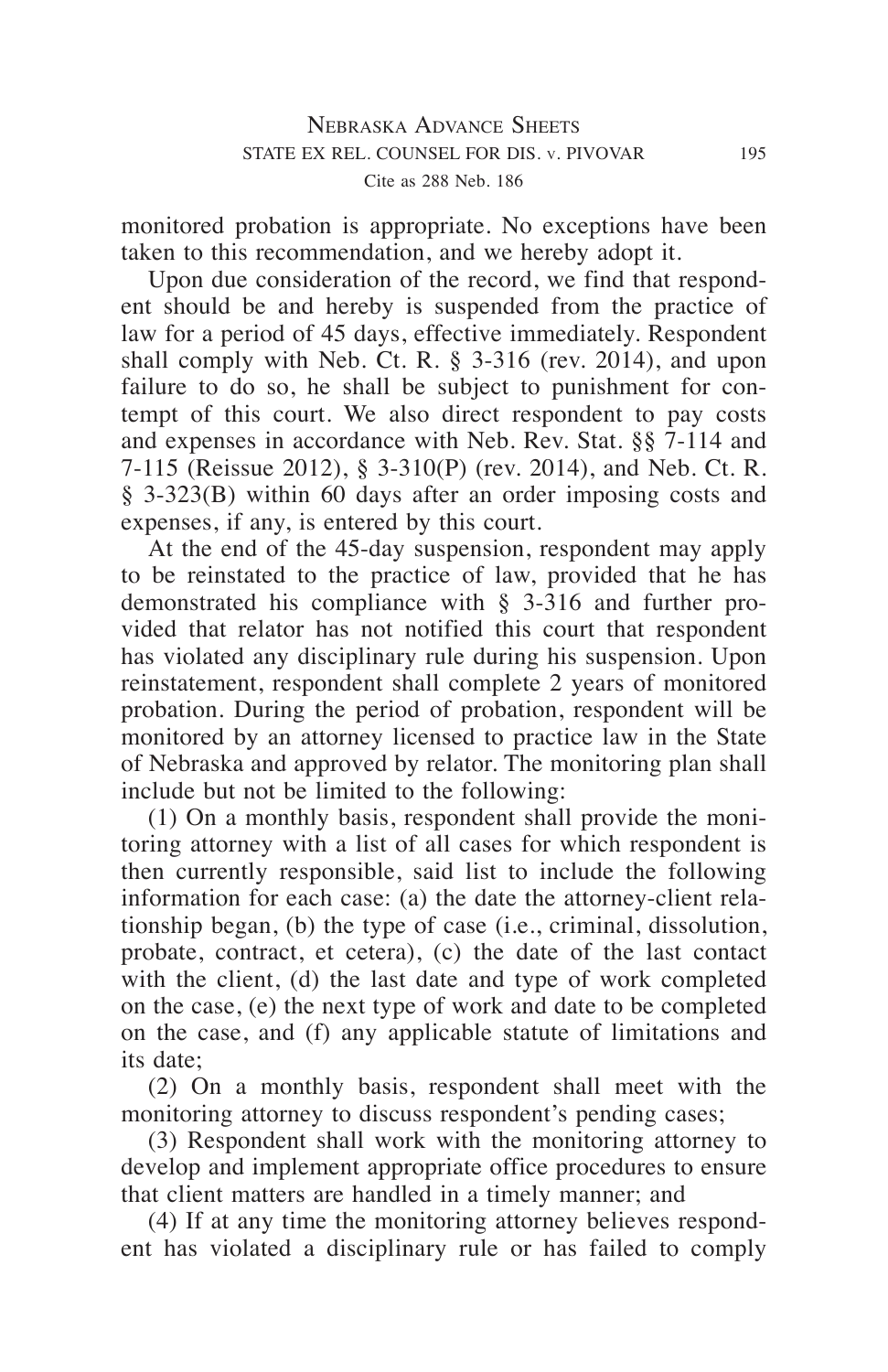monitored probation is appropriate. No exceptions have been taken to this recommendation, and we hereby adopt it.

Upon due consideration of the record, we find that respondent should be and hereby is suspended from the practice of law for a period of 45 days, effective immediately. Respondent shall comply with Neb. Ct. R. § 3-316 (rev. 2014), and upon failure to do so, he shall be subject to punishment for contempt of this court. We also direct respondent to pay costs and expenses in accordance with Neb. Rev. Stat. §§ 7-114 and 7-115 (Reissue 2012), § 3-310(P) (rev. 2014), and Neb. Ct. R. § 3-323(B) within 60 days after an order imposing costs and expenses, if any, is entered by this court.

At the end of the 45-day suspension, respondent may apply to be reinstated to the practice of law, provided that he has demonstrated his compliance with § 3-316 and further provided that relator has not notified this court that respondent has violated any disciplinary rule during his suspension. Upon reinstatement, respondent shall complete 2 years of monitored probation. During the period of probation, respondent will be monitored by an attorney licensed to practice law in the State of Nebraska and approved by relator. The monitoring plan shall include but not be limited to the following:

(1) On a monthly basis, respondent shall provide the monitoring attorney with a list of all cases for which respondent is then currently responsible, said list to include the following information for each case: (a) the date the attorney-client relationship began, (b) the type of case (i.e., criminal, dissolution, probate, contract, et cetera), (c) the date of the last contact with the client, (d) the last date and type of work completed on the case, (e) the next type of work and date to be completed on the case, and (f) any applicable statute of limitations and its date;

(2) On a monthly basis, respondent shall meet with the monitoring attorney to discuss respondent's pending cases;

(3) Respondent shall work with the monitoring attorney to develop and implement appropriate office procedures to ensure that client matters are handled in a timely manner; and

(4) If at any time the monitoring attorney believes respondent has violated a disciplinary rule or has failed to comply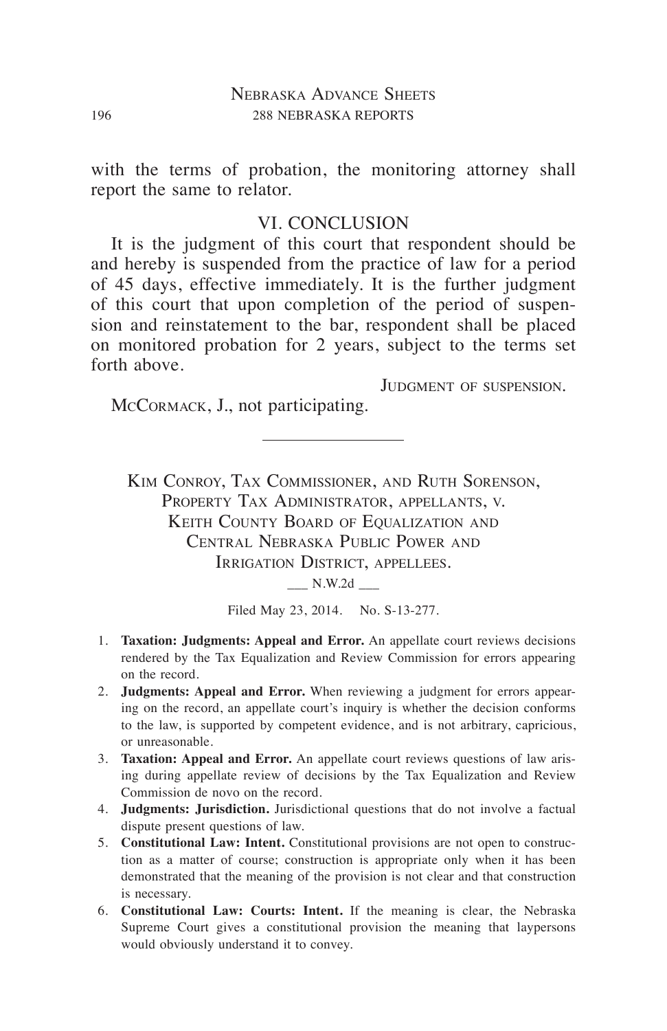with the terms of probation, the monitoring attorney shall report the same to relator.

## VI. CONCLUSION

It is the judgment of this court that respondent should be and hereby is suspended from the practice of law for a period of 45 days, effective immediately. It is the further judgment of this court that upon completion of the period of suspension and reinstatement to the bar, respondent shall be placed on monitored probation for 2 years, subject to the terms set forth above.

Judgment of suspension.

McCormack, J., not participating.

---

Kim Conroy, Tax Commissioner, and Ruth Sorenson, Property Tax Administrator, appellants, v. Keith County Board of Equalization and Central Nebraska Public Power and Irrigation District, appellees.

___ N.W.2d ___

Filed May 23, 2014. No. S-13-277.

1. **Taxation: Judgments: Appeal and Error.** An appellate court reviews decisions rendered by the Tax Equalization and Review Commission for errors appearing on the record.
2. **Judgments: Appeal and Error.** When reviewing a judgment for errors appearing on the record, an appellate court's inquiry is whether the decision conforms to the law, is supported by competent evidence, and is not arbitrary, capricious, or unreasonable.
3. **Taxation: Appeal and Error.** An appellate court reviews questions of law arising during appellate review of decisions by the Tax Equalization and Review Commission de novo on the record.
4. **Judgments: Jurisdiction.** Jurisdictional questions that do not involve a factual dispute present questions of law.
5. **Constitutional Law: Intent.** Constitutional provisions are not open to construction as a matter of course; construction is appropriate only when it has been demonstrated that the meaning of the provision is not clear and that construction is necessary.
6. **Constitutional Law: Courts: Intent.** If the meaning is clear, the Nebraska Supreme Court gives a constitutional provision the meaning that laypersons would obviously understand it to convey.